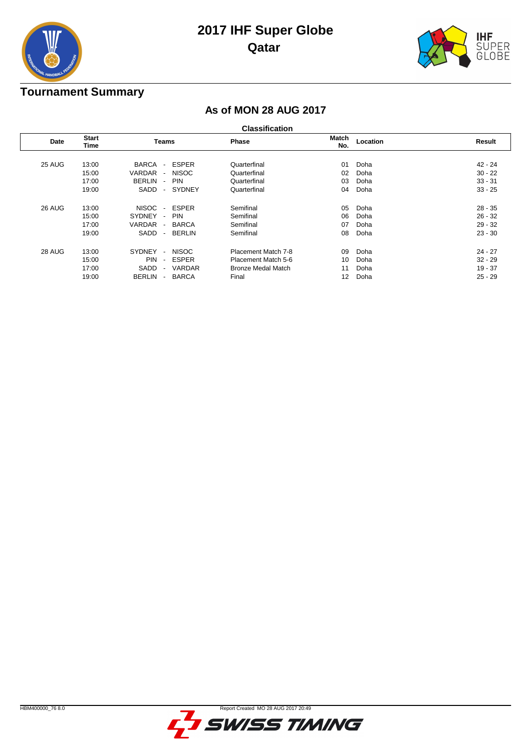# 2017 IHF Super Globe
## Qatar

## Tournament Summary

### As of MON 28 AUG 2017

**Classification**

| Date | Start Time | Teams | Phase | Match No. | Location | Result |
|---|---|---|---|---|---|---|
| 25 AUG | 13:00 | BARCA - ESPER | Quarterfinal | 01 | Doha | 42 - 24 |
| | 15:00 | VARDAR - NISOC | Quarterfinal | 02 | Doha | 30 - 22 |
| | 17:00 | BERLIN - PIN | Quarterfinal | 03 | Doha | 33 - 31 |
| | 19:00 | SADD - SYDNEY | Quarterfinal | 04 | Doha | 33 - 25 |
| 26 AUG | 13:00 | NISOC - ESPER | Semifinal | 05 | Doha | 28 - 35 |
| | 15:00 | SYDNEY - PIN | Semifinal | 06 | Doha | 26 - 32 |
| | 17:00 | VARDAR - BARCA | Semifinal | 07 | Doha | 29 - 32 |
| | 19:00 | SADD - BERLIN | Semifinal | 08 | Doha | 23 - 30 |
| 28 AUG | 13:00 | SYDNEY - NISOC | Placement Match 7-8 | 09 | Doha | 24 - 27 |
| | 15:00 | PIN - ESPER | Placement Match 5-6 | 10 | Doha | 32 - 29 |
| | 17:00 | SADD - VARDAR | Bronze Medal Match | 11 | Doha | 19 - 37 |
| | 19:00 | BERLIN - BARCA | Final | 12 | Doha | 25 - 29 |

HBM400000_76 8.0 Report Created MO 28 AUG 2017 20:49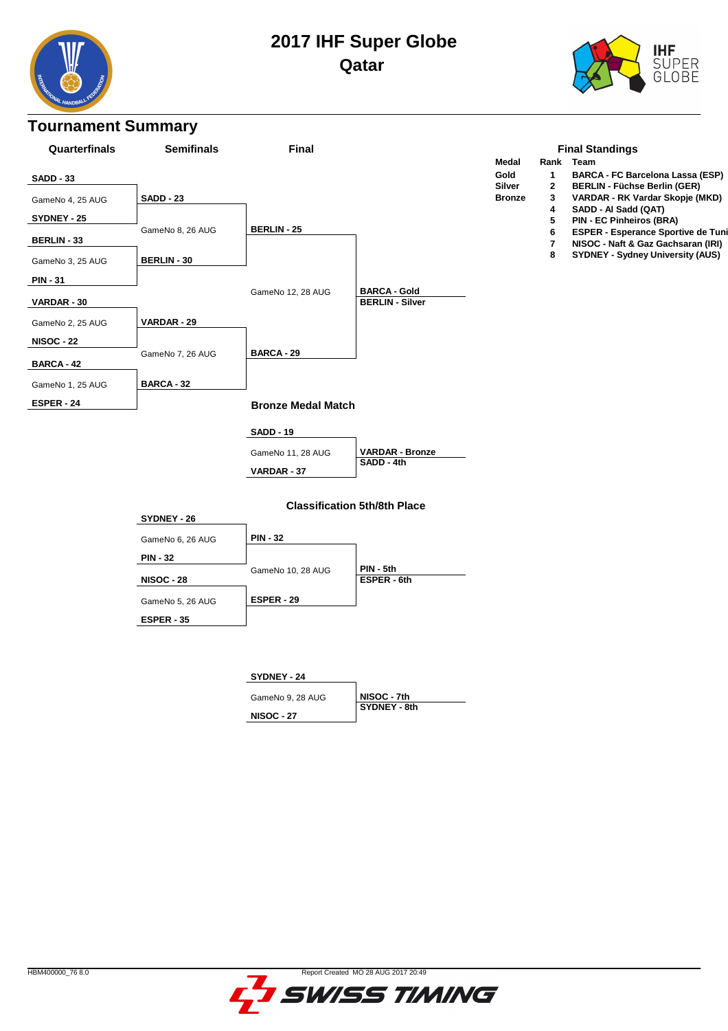# 2017 IHF Super Globe
## Qatar

## Tournament Summary

### Quarterfinals

SADD - 33
GameNo 4, 25 AUG
SYDNEY - 25

BERLIN - 33
GameNo 3, 25 AUG
PIN - 31

VARDAR - 30
GameNo 2, 25 AUG
NISOC - 22

BARCA - 42
GameNo 1, 25 AUG
ESPER - 24

### Semifinals

SADD - 23
GameNo 8, 26 AUG
BERLIN - 30

VARDAR - 29
GameNo 7, 26 AUG
BARCA - 32

### Final

BERLIN - 25
GameNo 12, 28 AUG
BARCA - 29

BARCA - Gold
BERLIN - Silver

### Bronze Medal Match

SADD - 19
GameNo 11, 28 AUG
VARDAR - 37

VARDAR - Bronze
SADD - 4th

### Classification 5th/8th Place

SYDNEY - 26
GameNo 6, 26 AUG
PIN - 32

NISOC - 28
GameNo 5, 26 AUG
ESPER - 35

PIN - 32
GameNo 10, 28 AUG
ESPER - 29

PIN - 5th
ESPER - 6th

SYDNEY - 24
GameNo 9, 28 AUG
NISOC - 27

NISOC - 7th
SYDNEY - 8th

### Final Standings

| Medal | Rank | Team |
|---|---|---|
| Gold | 1 | BARCA - FC Barcelona Lassa (ESP) |
| Silver | 2 | BERLIN - Füchse Berlin (GER) |
| Bronze | 3 | VARDAR - RK Vardar Skopje (MKD) |
| | 4 | SADD - Al Sadd (QAT) |
| | 5 | PIN - EC Pinheiros (BRA) |
| | 6 | ESPER - Esperance Sportive de Tuni |
| | 7 | NISOC - Naft & Gaz Gachsaran (IRI) |
| | 8 | SYDNEY - Sydney University (AUS) |

HBM400000_76 8.0 Report Created MO 28 AUG 2017 20:49